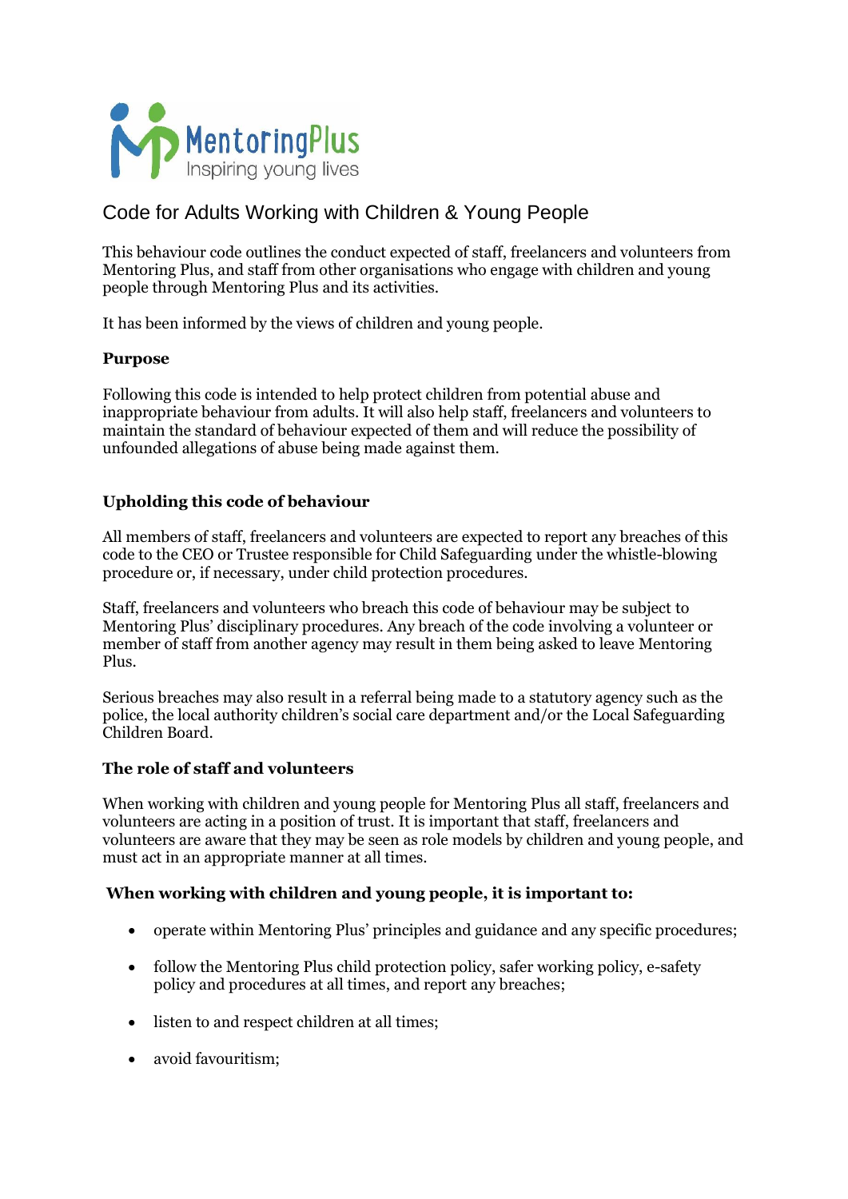MentoringPlus
Inspiring young lives

# Code for Adults Working with Children & Young People

This behaviour code outlines the conduct expected of staff, freelancers and volunteers from Mentoring Plus, and staff from other organisations who engage with children and young people through Mentoring Plus and its activities.

It has been informed by the views of children and young people.

**Purpose**

Following this code is intended to help protect children from potential abuse and inappropriate behaviour from adults. It will also help staff, freelancers and volunteers to maintain the standard of behaviour expected of them and will reduce the possibility of unfounded allegations of abuse being made against them.

**Upholding this code of behaviour**

All members of staff, freelancers and volunteers are expected to report any breaches of this code to the CEO or Trustee responsible for Child Safeguarding under the whistle-blowing procedure or, if necessary, under child protection procedures.

Staff, freelancers and volunteers who breach this code of behaviour may be subject to Mentoring Plus' disciplinary procedures. Any breach of the code involving a volunteer or member of staff from another agency may result in them being asked to leave Mentoring Plus.

Serious breaches may also result in a referral being made to a statutory agency such as the police, the local authority children's social care department and/or the Local Safeguarding Children Board.

**The role of staff and volunteers**

When working with children and young people for Mentoring Plus all staff, freelancers and volunteers are acting in a position of trust. It is important that staff, freelancers and volunteers are aware that they may be seen as role models by children and young people, and must act in an appropriate manner at all times.

**When working with children and young people, it is important to:**

- operate within Mentoring Plus' principles and guidance and any specific procedures;
- follow the Mentoring Plus child protection policy, safer working policy, e-safety policy and procedures at all times, and report any breaches;
- listen to and respect children at all times;
- avoid favouritism;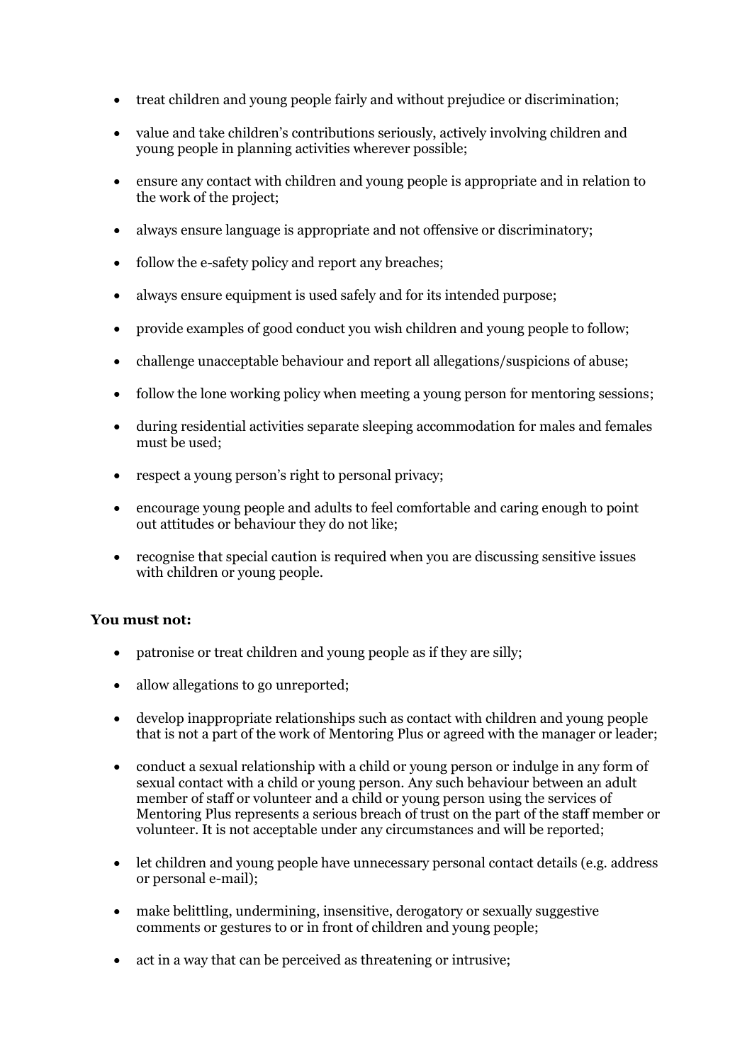- treat children and young people fairly and without prejudice or discrimination;
- value and take children's contributions seriously, actively involving children and young people in planning activities wherever possible;
- ensure any contact with children and young people is appropriate and in relation to the work of the project;
- always ensure language is appropriate and not offensive or discriminatory;
- follow the e-safety policy and report any breaches;
- always ensure equipment is used safely and for its intended purpose;
- provide examples of good conduct you wish children and young people to follow;
- challenge unacceptable behaviour and report all allegations/suspicions of abuse;
- follow the lone working policy when meeting a young person for mentoring sessions;
- during residential activities separate sleeping accommodation for males and females must be used;
- respect a young person's right to personal privacy;
- encourage young people and adults to feel comfortable and caring enough to point out attitudes or behaviour they do not like;
- recognise that special caution is required when you are discussing sensitive issues with children or young people.

**You must not:**

- patronise or treat children and young people as if they are silly;
- allow allegations to go unreported;
- develop inappropriate relationships such as contact with children and young people that is not a part of the work of Mentoring Plus or agreed with the manager or leader;
- conduct a sexual relationship with a child or young person or indulge in any form of sexual contact with a child or young person. Any such behaviour between an adult member of staff or volunteer and a child or young person using the services of Mentoring Plus represents a serious breach of trust on the part of the staff member or volunteer. It is not acceptable under any circumstances and will be reported;
- let children and young people have unnecessary personal contact details (e.g. address or personal e-mail);
- make belittling, undermining, insensitive, derogatory or sexually suggestive comments or gestures to or in front of children and young people;
- act in a way that can be perceived as threatening or intrusive;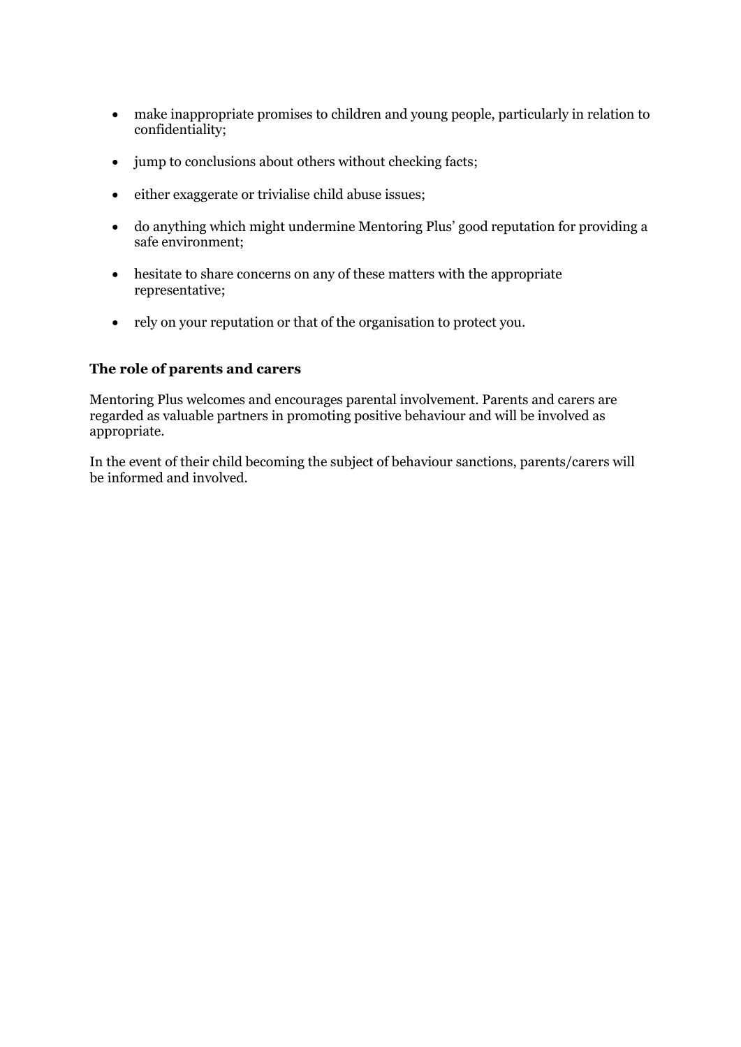- make inappropriate promises to children and young people, particularly in relation to confidentiality;
- jump to conclusions about others without checking facts;
- either exaggerate or trivialise child abuse issues;
- do anything which might undermine Mentoring Plus' good reputation for providing a safe environment;
- hesitate to share concerns on any of these matters with the appropriate representative;
- rely on your reputation or that of the organisation to protect you.

### The role of parents and carers

Mentoring Plus welcomes and encourages parental involvement. Parents and carers are regarded as valuable partners in promoting positive behaviour and will be involved as appropriate.

In the event of their child becoming the subject of behaviour sanctions, parents/carers will be informed and involved.